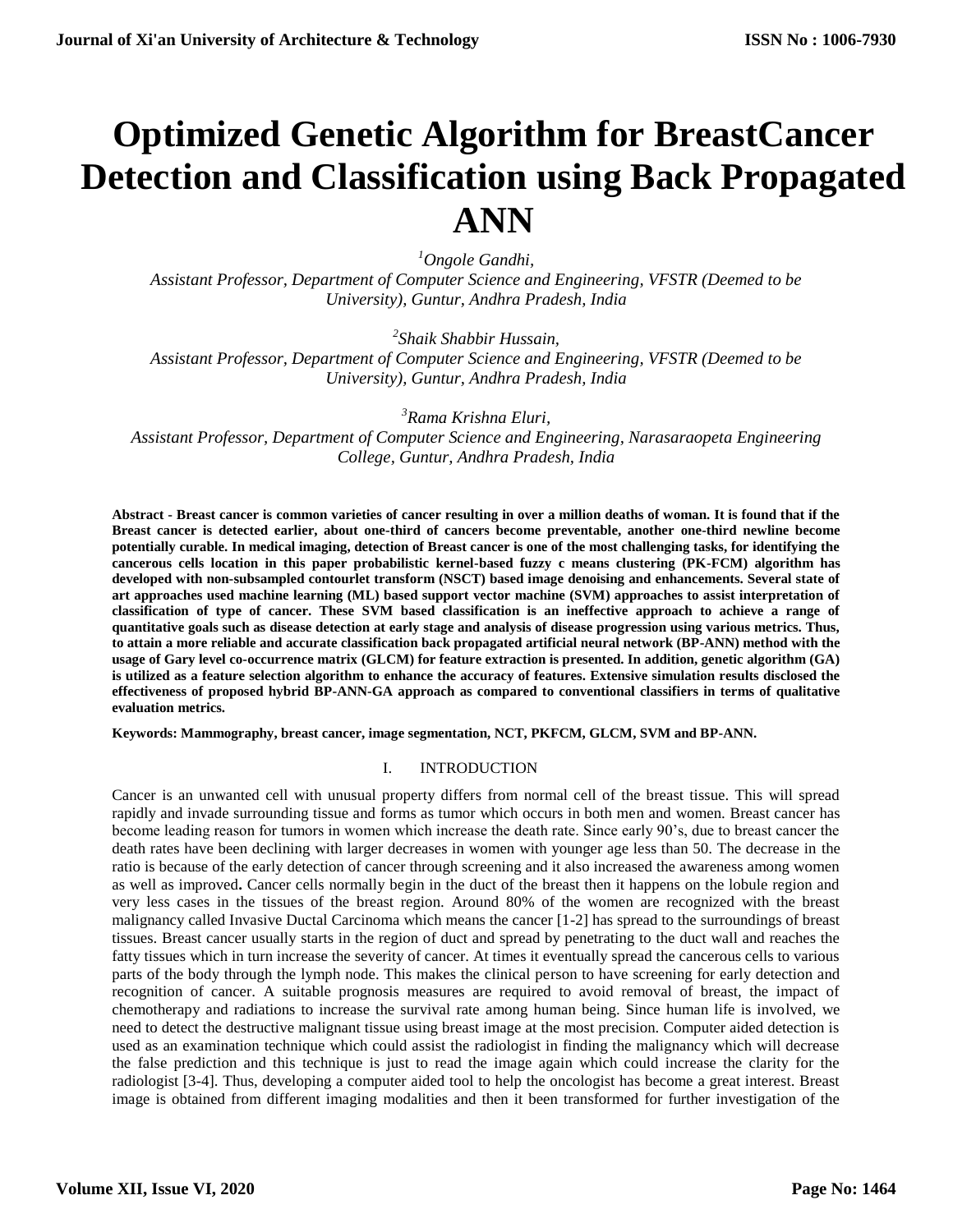# Optimized Genetic Algorithm for BreastCancer Detection and Classification using Back Propagated ANN

[1]*Ongole Gandhi,*
*Assistant Professor, Department of Computer Science and Engineering, VFSTR (Deemed to be University), Guntur, Andhra Pradesh, India*

[2]*Shaik Shabbir Hussain,*
*Assistant Professor, Department of Computer Science and Engineering, VFSTR (Deemed to be University), Guntur, Andhra Pradesh, India*

[3]*Rama Krishna Eluri,*
*Assistant Professor, Department of Computer Science and Engineering, Narasaraopeta Engineering College, Guntur, Andhra Pradesh, India*

**Abstract - Breast cancer is common varieties of cancer resulting in over a million deaths of woman. It is found that if the Breast cancer is detected earlier, about one-third of cancers become preventable, another one-third newline become potentially curable. In medical imaging, detection of Breast cancer is one of the most challenging tasks, for identifying the cancerous cells location in this paper probabilistic kernel-based fuzzy c means clustering (PK-FCM) algorithm has developed with non-subsampled contourlet transform (NSCT) based image denoising and enhancements. Several state of art approaches used machine learning (ML) based support vector machine (SVM) approaches to assist interpretation of classification of type of cancer. These SVM based classification is an ineffective approach to achieve a range of quantitative goals such as disease detection at early stage and analysis of disease progression using various metrics. Thus, to attain a more reliable and accurate classification back propagated artificial neural network (BP-ANN) method with the usage of Gary level co-occurrence matrix (GLCM) for feature extraction is presented. In addition, genetic algorithm (GA) is utilized as a feature selection algorithm to enhance the accuracy of features. Extensive simulation results disclosed the effectiveness of proposed hybrid BP-ANN-GA approach as compared to conventional classifiers in terms of qualitative evaluation metrics.**

**Keywords: Mammography, breast cancer, image segmentation, NCT, PKFCM, GLCM, SVM and BP-ANN.**

## I. INTRODUCTION

Cancer is an unwanted cell with unusual property differs from normal cell of the breast tissue. This will spread rapidly and invade surrounding tissue and forms as tumor which occurs in both men and women. Breast cancer has become leading reason for tumors in women which increase the death rate. Since early 90's, due to breast cancer the death rates have been declining with larger decreases in women with younger age less than 50. The decrease in the ratio is because of the early detection of cancer through screening and it also increased the awareness among women as well as improved**.** Cancer cells normally begin in the duct of the breast then it happens on the lobule region and very less cases in the tissues of the breast region. Around 80% of the women are recognized with the breast malignancy called Invasive Ductal Carcinoma which means the cancer [1-2] has spread to the surroundings of breast tissues. Breast cancer usually starts in the region of duct and spread by penetrating to the duct wall and reaches the fatty tissues which in turn increase the severity of cancer. At times it eventually spread the cancerous cells to various parts of the body through the lymph node. This makes the clinical person to have screening for early detection and recognition of cancer. A suitable prognosis measures are required to avoid removal of breast, the impact of chemotherapy and radiations to increase the survival rate among human being. Since human life is involved, we need to detect the destructive malignant tissue using breast image at the most precision. Computer aided detection is used as an examination technique which could assist the radiologist in finding the malignancy which will decrease the false prediction and this technique is just to read the image again which could increase the clarity for the radiologist [3-4]. Thus, developing a computer aided tool to help the oncologist has become a great interest. Breast image is obtained from different imaging modalities and then it been transformed for further investigation of the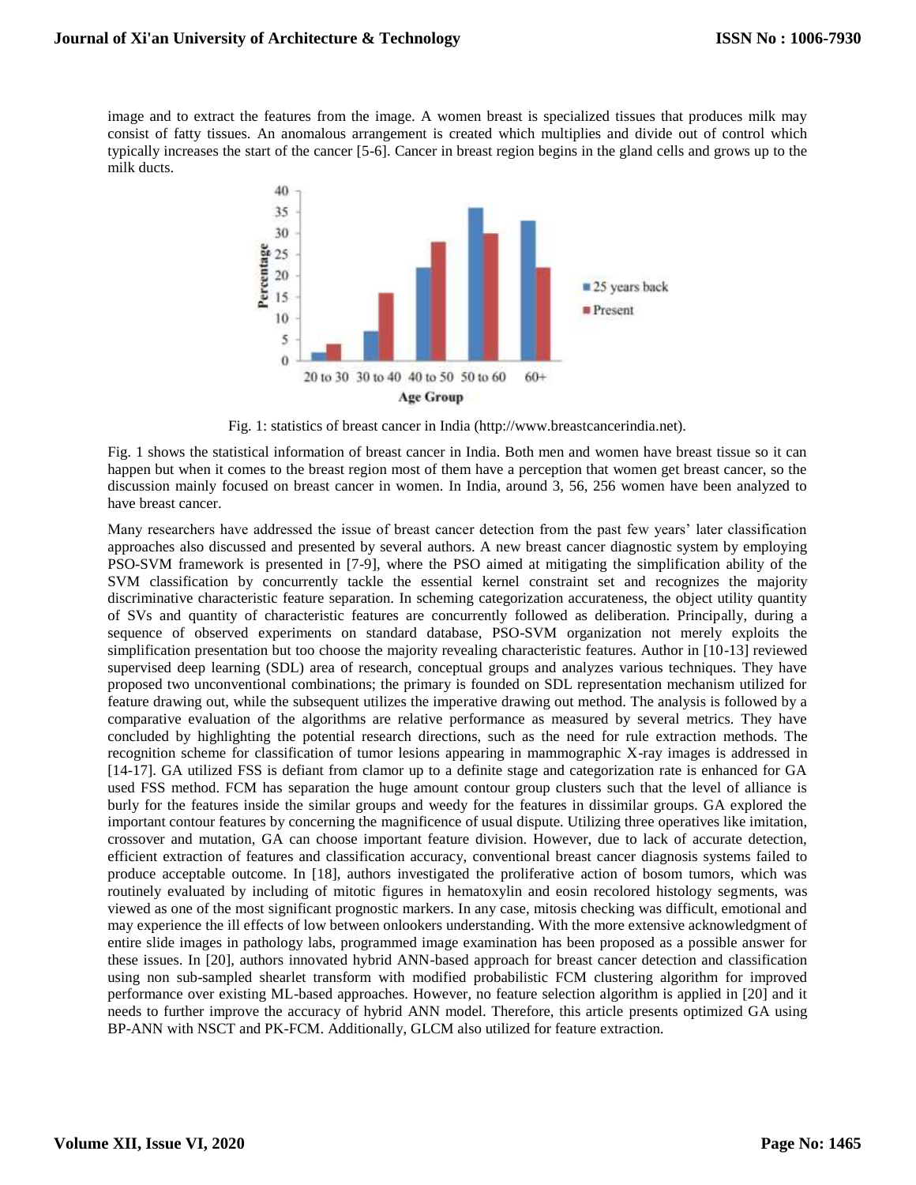image and to extract the features from the image. A women breast is specialized tissues that produces milk may consist of fatty tissues. An anomalous arrangement is created which multiplies and divide out of control which typically increases the start of the cancer [5-6]. Cancer in breast region begins in the gland cells and grows up to the milk ducts.

Fig. 1: statistics of breast cancer in India (http://www.breastcancerindia.net).

Fig. 1 shows the statistical information of breast cancer in India. Both men and women have breast tissue so it can happen but when it comes to the breast region most of them have a perception that women get breast cancer, so the discussion mainly focused on breast cancer in women. In India, around 3, 56, 256 women have been analyzed to have breast cancer.

Many researchers have addressed the issue of breast cancer detection from the past few years' later classification approaches also discussed and presented by several authors. A new breast cancer diagnostic system by employing PSO-SVM framework is presented in [7-9], where the PSO aimed at mitigating the simplification ability of the SVM classification by concurrently tackle the essential kernel constraint set and recognizes the majority discriminative characteristic feature separation. In scheming categorization accurateness, the object utility quantity of SVs and quantity of characteristic features are concurrently followed as deliberation. Principally, during a sequence of observed experiments on standard database, PSO-SVM organization not merely exploits the simplification presentation but too choose the majority revealing characteristic features. Author in [10-13] reviewed supervised deep learning (SDL) area of research, conceptual groups and analyzes various techniques. They have proposed two unconventional combinations; the primary is founded on SDL representation mechanism utilized for feature drawing out, while the subsequent utilizes the imperative drawing out method. The analysis is followed by a comparative evaluation of the algorithms are relative performance as measured by several metrics. They have concluded by highlighting the potential research directions, such as the need for rule extraction methods. The recognition scheme for classification of tumor lesions appearing in mammographic X-ray images is addressed in [14-17]. GA utilized FSS is defiant from clamor up to a definite stage and categorization rate is enhanced for GA used FSS method. FCM has separation the huge amount contour group clusters such that the level of alliance is burly for the features inside the similar groups and weedy for the features in dissimilar groups. GA explored the important contour features by concerning the magnificence of usual dispute. Utilizing three operatives like imitation, crossover and mutation, GA can choose important feature division. However, due to lack of accurate detection, efficient extraction of features and classification accuracy, conventional breast cancer diagnosis systems failed to produce acceptable outcome. In [18], authors investigated the proliferative action of bosom tumors, which was routinely evaluated by including of mitotic figures in hematoxylin and eosin recolored histology segments, was viewed as one of the most significant prognostic markers. In any case, mitosis checking was difficult, emotional and may experience the ill effects of low between onlookers understanding. With the more extensive acknowledgment of entire slide images in pathology labs, programmed image examination has been proposed as a possible answer for these issues. In [20], authors innovated hybrid ANN-based approach for breast cancer detection and classification using non sub-sampled shearlet transform with modified probabilistic FCM clustering algorithm for improved performance over existing ML-based approaches. However, no feature selection algorithm is applied in [20] and it needs to further improve the accuracy of hybrid ANN model. Therefore, this article presents optimized GA using BP-ANN with NSCT and PK-FCM. Additionally, GLCM also utilized for feature extraction.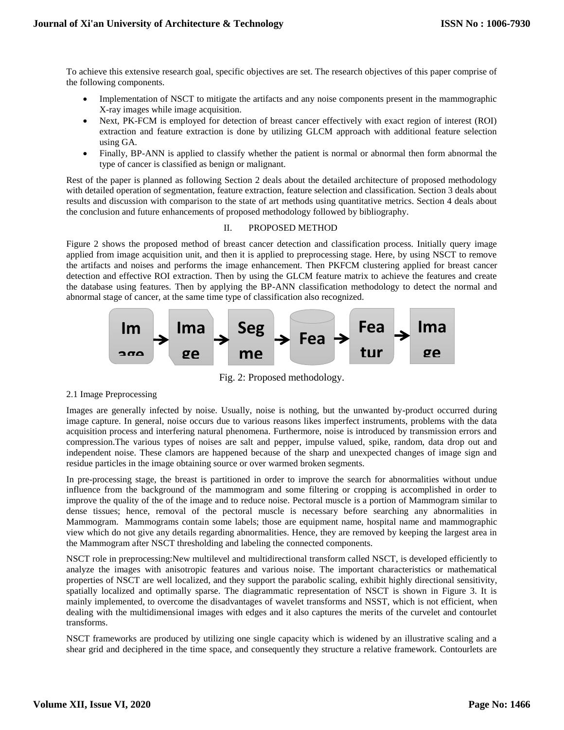To achieve this extensive research goal, specific objectives are set. The research objectives of this paper comprise of the following components.

- Implementation of NSCT to mitigate the artifacts and any noise components present in the mammographic X-ray images while image acquisition.
- Next, PK-FCM is employed for detection of breast cancer effectively with exact region of interest (ROI) extraction and feature extraction is done by utilizing GLCM approach with additional feature selection using GA.
- Finally, BP-ANN is applied to classify whether the patient is normal or abnormal then form abnormal the type of cancer is classified as benign or malignant.

Rest of the paper is planned as following Section 2 deals about the detailed architecture of proposed methodology with detailed operation of segmentation, feature extraction, feature selection and classification. Section 3 deals about results and discussion with comparison to the state of art methods using quantitative metrics. Section 4 deals about the conclusion and future enhancements of proposed methodology followed by bibliography.

## II. PROPOSED METHOD

Figure 2 shows the proposed method of breast cancer detection and classification process. Initially query image applied from image acquisition unit, and then it is applied to preprocessing stage. Here, by using NSCT to remove the artifacts and noises and performs the image enhancement. Then PKFCM clustering applied for breast cancer detection and effective ROI extraction. Then by using the GLCM feature matrix to achieve the features and create the database using features. Then by applying the BP-ANN classification methodology to detect the normal and abnormal stage of cancer, at the same time type of classification also recognized.

Im age → Ima ge → Seg me → Fea → Fea tur → Ima ge

Fig. 2: Proposed methodology.

### 2.1 Image Preprocessing

Images are generally infected by noise. Usually, noise is nothing, but the unwanted by-product occurred during image capture. In general, noise occurs due to various reasons likes imperfect instruments, problems with the data acquisition process and interfering natural phenomena. Furthermore, noise is introduced by transmission errors and compression.The various types of noises are salt and pepper, impulse valued, spike, random, data drop out and independent noise. These clamors are happened because of the sharp and unexpected changes of image sign and residue particles in the image obtaining source or over warmed broken segments.

In pre-processing stage, the breast is partitioned in order to improve the search for abnormalities without undue influence from the background of the mammogram and some filtering or cropping is accomplished in order to improve the quality of the of the image and to reduce noise. Pectoral muscle is a portion of Mammogram similar to dense tissues; hence, removal of the pectoral muscle is necessary before searching any abnormalities in Mammogram. Mammograms contain some labels; those are equipment name, hospital name and mammographic view which do not give any details regarding abnormalities. Hence, they are removed by keeping the largest area in the Mammogram after NSCT thresholding and labeling the connected components.

NSCT role in preprocessing:New multilevel and multidirectional transform called NSCT, is developed efficiently to analyze the images with anisotropic features and various noise. The important characteristics or mathematical properties of NSCT are well localized, and they support the parabolic scaling, exhibit highly directional sensitivity, spatially localized and optimally sparse. The diagrammatic representation of NSCT is shown in Figure 3. It is mainly implemented, to overcome the disadvantages of wavelet transforms and NSST, which is not efficient, when dealing with the multidimensional images with edges and it also captures the merits of the curvelet and contourlet transforms.

NSCT frameworks are produced by utilizing one single capacity which is widened by an illustrative scaling and a shear grid and deciphered in the time space, and consequently they structure a relative framework. Contourlets are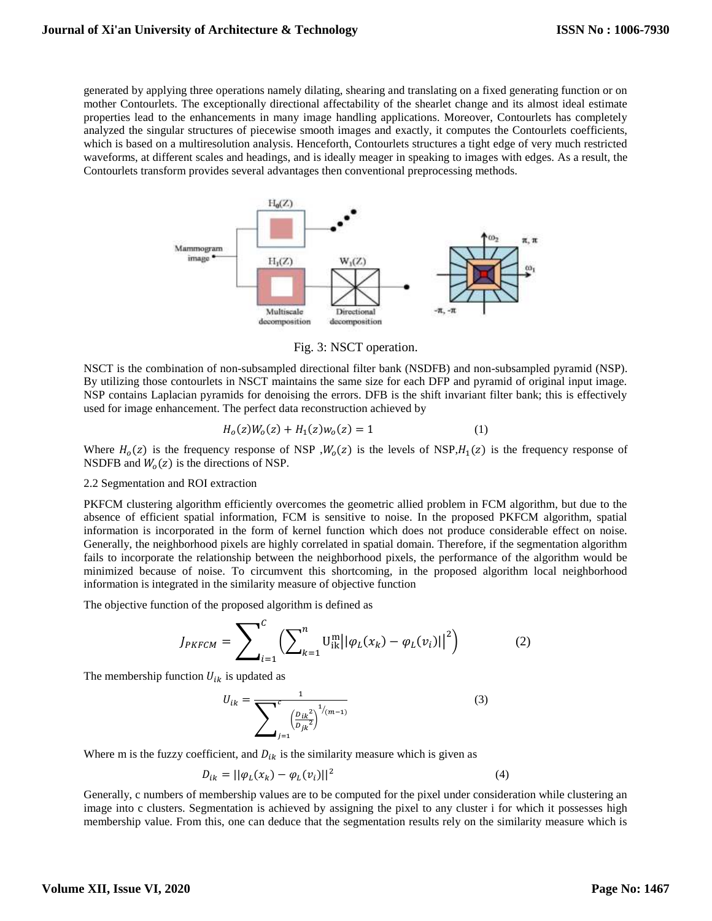generated by applying three operations namely dilating, shearing and translating on a fixed generating function or on mother Contourlets. The exceptionally directional affectability of the shearlet change and its almost ideal estimate properties lead to the enhancements in many image handling applications. Moreover, Contourlets has completely analyzed the singular structures of piecewise smooth images and exactly, it computes the Contourlets coefficients, which is based on a multiresolution analysis. Henceforth, Contourlets structures a tight edge of very much restricted waveforms, at different scales and headings, and is ideally meager in speaking to images with edges. As a result, the Contourlets transform provides several advantages then conventional preprocessing methods.

Fig. 3: NSCT operation.

NSCT is the combination of non-subsampled directional filter bank (NSDFB) and non-subsampled pyramid (NSP). By utilizing those contourlets in NSCT maintains the same size for each DFP and pyramid of original input image. NSP contains Laplacian pyramids for denoising the errors. DFB is the shift invariant filter bank; this is effectively used for image enhancement. The perfect data reconstruction achieved by

$$H_o(z)W_o(z) + H_1(z)w_o(z) = 1 \quad (1)$$

Where $H_o(z)$ is the frequency response of NSP ,$W_o(z)$ is the levels of NSP,$H_1(z)$ is the frequency response of NSDFB and $W_o(z)$ is the directions of NSP.

2.2 Segmentation and ROI extraction

PKFCM clustering algorithm efficiently overcomes the geometric allied problem in FCM algorithm, but due to the absence of efficient spatial information, FCM is sensitive to noise. In the proposed PKFCM algorithm, spatial information is incorporated in the form of kernel function which does not produce considerable effect on noise. Generally, the neighborhood pixels are highly correlated in spatial domain. Therefore, if the segmentation algorithm fails to incorporate the relationship between the neighborhood pixels, the performance of the algorithm would be minimized because of noise. To circumvent this shortcoming, in the proposed algorithm local neighborhood information is integrated in the similarity measure of objective function

The objective function of the proposed algorithm is defined as

$$J_{PKFCM} = \sum_{i=1}^{C} \left( \sum_{k=1}^{n} \mathrm{U}_{\mathrm{ik}}^{\mathrm{m}} \left|\left|\varphi_L(x_k) - \varphi_L(v_i)\right|\right|^2 \right) \quad (2)$$

The membership function $U_{ik}$ is updated as

$$U_{ik} = \frac{1}{\sum_{j=1}^{c} \left( \frac{D_{ik}{}^2}{D_{jk}{}^2} \right)^{1/(m-1)}} \quad (3)$$

Where m is the fuzzy coefficient, and $D_{ik}$ is the similarity measure which is given as

$$D_{ik} = ||\varphi_L(x_k) - \varphi_L(v_i)||^2 \quad (4)$$

Generally, c numbers of membership values are to be computed for the pixel under consideration while clustering an image into c clusters. Segmentation is achieved by assigning the pixel to any cluster i for which it possesses high membership value. From this, one can deduce that the segmentation results rely on the similarity measure which is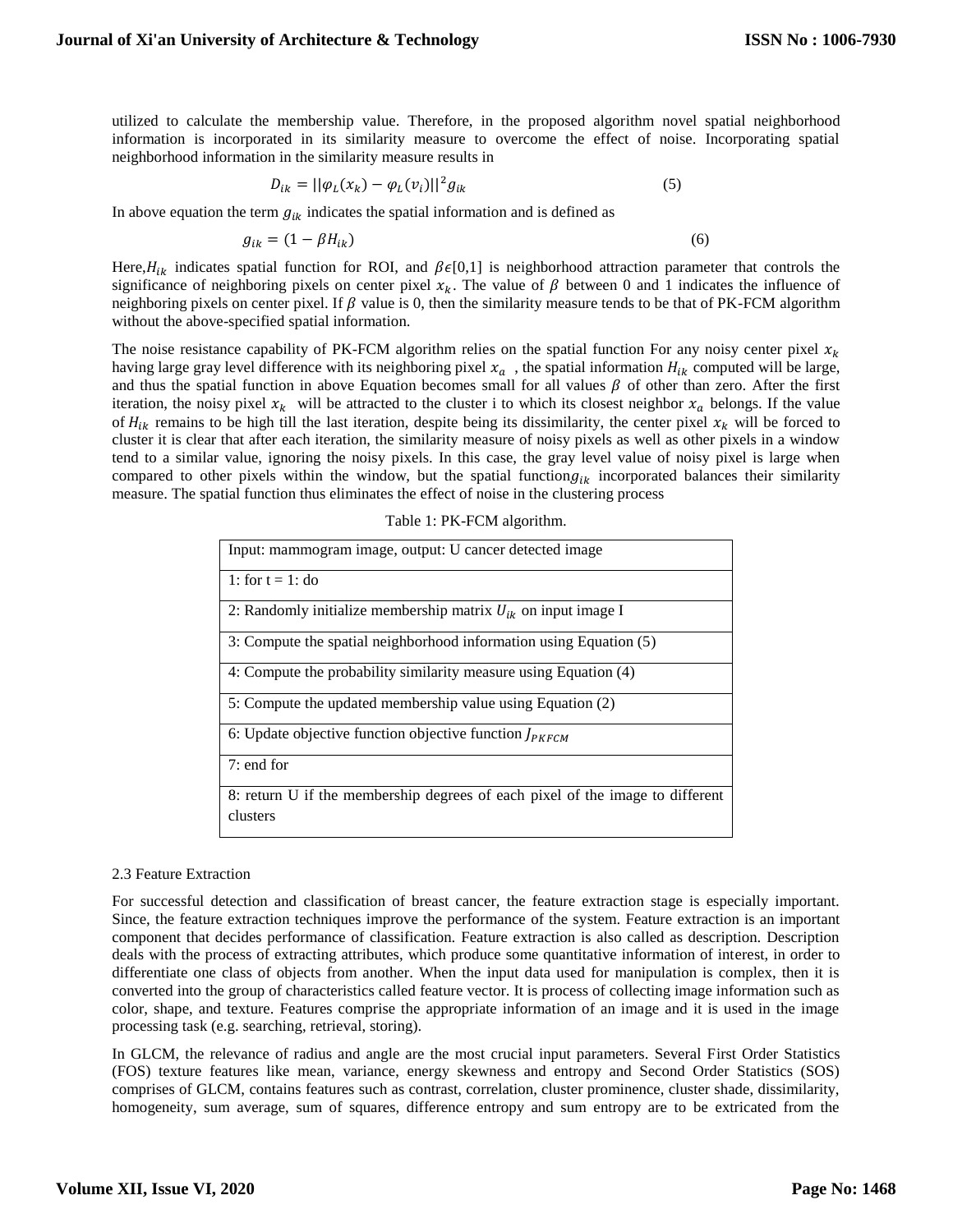utilized to calculate the membership value. Therefore, in the proposed algorithm novel spatial neighborhood information is incorporated in its similarity measure to overcome the effect of noise. Incorporating spatial neighborhood information in the similarity measure results in

$$D_{ik} = ||\varphi_L(x_k) - \varphi_L(v_i)||^2 g_{ik} \quad (5)$$

In above equation the term $g_{ik}$ indicates the spatial information and is defined as

$$g_{ik} = (1 - \beta H_{ik}) \quad (6)$$

Here, $H_{ik}$ indicates spatial function for ROI, and $\beta \epsilon [0,1]$ is neighborhood attraction parameter that controls the significance of neighboring pixels on center pixel $x_k$. The value of $\beta$ between 0 and 1 indicates the influence of neighboring pixels on center pixel. If $\beta$ value is 0, then the similarity measure tends to be that of PK-FCM algorithm without the above-specified spatial information.

The noise resistance capability of PK-FCM algorithm relies on the spatial function For any noisy center pixel $x_k$ having large gray level difference with its neighboring pixel $x_a$ , the spatial information $H_{ik}$ computed will be large, and thus the spatial function in above Equation becomes small for all values $\beta$ of other than zero. After the first iteration, the noisy pixel $x_k$ will be attracted to the cluster i to which its closest neighbor $x_a$ belongs. If the value of $H_{ik}$ remains to be high till the last iteration, despite being its dissimilarity, the center pixel $x_k$ will be forced to cluster it is clear that after each iteration, the similarity measure of noisy pixels as well as other pixels in a window tend to a similar value, ignoring the noisy pixels. In this case, the gray level value of noisy pixel is large when compared to other pixels within the window, but the spatial function $g_{ik}$ incorporated balances their similarity measure. The spatial function thus eliminates the effect of noise in the clustering process

Table 1: PK-FCM algorithm.

| Input: mammogram image, output: U cancer detected image |
|---|
| 1: for t = 1: do |
| 2: Randomly initialize membership matrix $U_{ik}$ on input image I |
| 3: Compute the spatial neighborhood information using Equation (5) |
| 4: Compute the probability similarity measure using Equation (4) |
| 5: Compute the updated membership value using Equation (2) |
| 6: Update objective function objective function $J_{PKFCM}$ |
| 7: end for |
| 8: return U if the membership degrees of each pixel of the image to different clusters |

2.3 Feature Extraction

For successful detection and classification of breast cancer, the feature extraction stage is especially important. Since, the feature extraction techniques improve the performance of the system. Feature extraction is an important component that decides performance of classification. Feature extraction is also called as description. Description deals with the process of extracting attributes, which produce some quantitative information of interest, in order to differentiate one class of objects from another. When the input data used for manipulation is complex, then it is converted into the group of characteristics called feature vector. It is process of collecting image information such as color, shape, and texture. Features comprise the appropriate information of an image and it is used in the image processing task (e.g. searching, retrieval, storing).

In GLCM, the relevance of radius and angle are the most crucial input parameters. Several First Order Statistics (FOS) texture features like mean, variance, energy skewness and entropy and Second Order Statistics (SOS) comprises of GLCM, contains features such as contrast, correlation, cluster prominence, cluster shade, dissimilarity, homogeneity, sum average, sum of squares, difference entropy and sum entropy are to be extricated from the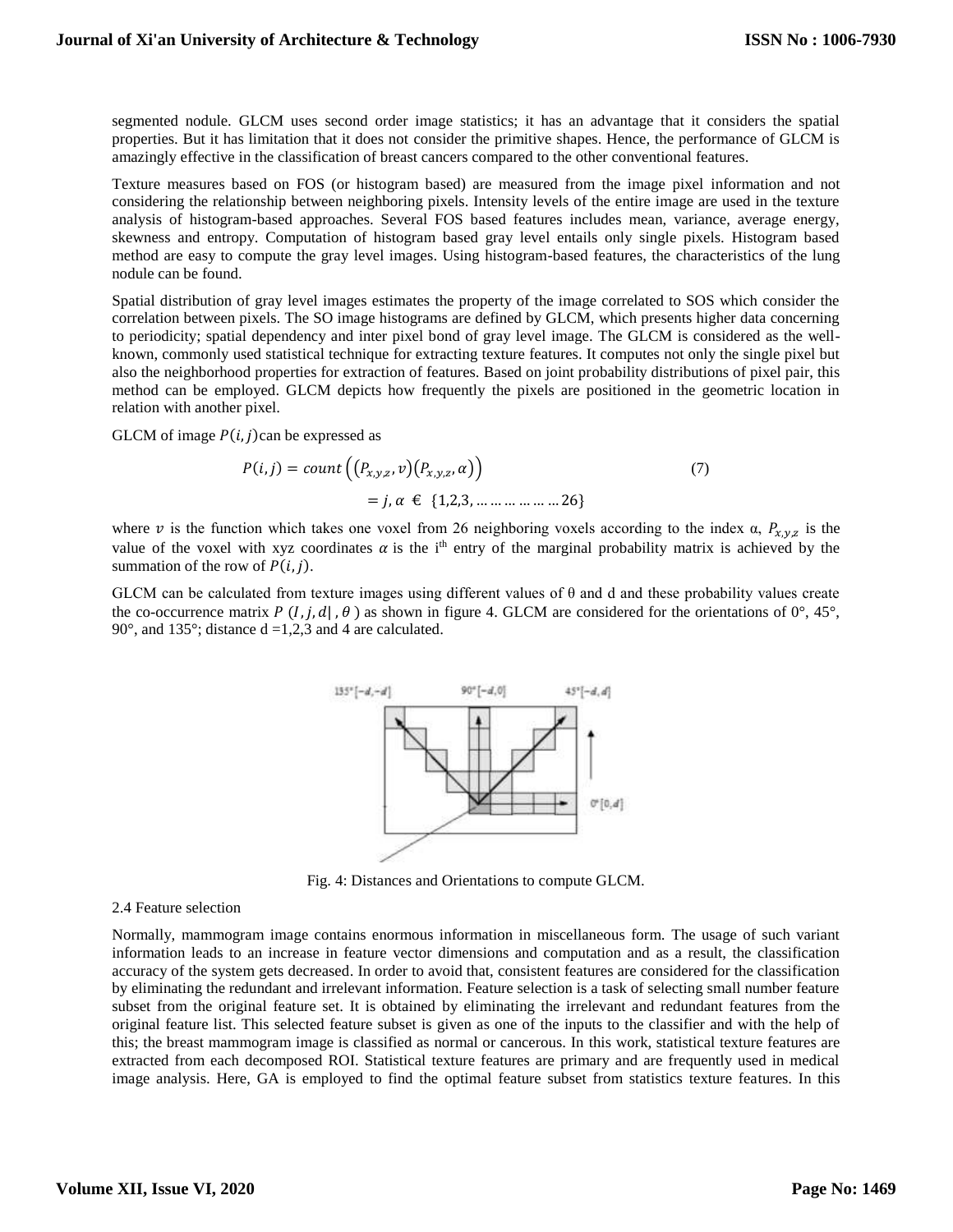segmented nodule. GLCM uses second order image statistics; it has an advantage that it considers the spatial properties. But it has limitation that it does not consider the primitive shapes. Hence, the performance of GLCM is amazingly effective in the classification of breast cancers compared to the other conventional features.

Texture measures based on FOS (or histogram based) are measured from the image pixel information and not considering the relationship between neighboring pixels. Intensity levels of the entire image are used in the texture analysis of histogram-based approaches. Several FOS based features includes mean, variance, average energy, skewness and entropy. Computation of histogram based gray level entails only single pixels. Histogram based method are easy to compute the gray level images. Using histogram-based features, the characteristics of the lung nodule can be found.

Spatial distribution of gray level images estimates the property of the image correlated to SOS which consider the correlation between pixels. The SO image histograms are defined by GLCM, which presents higher data concerning to periodicity; spatial dependency and inter pixel bond of gray level image. The GLCM is considered as the well-known, commonly used statistical technique for extracting texture features. It computes not only the single pixel but also the neighborhood properties for extraction of features. Based on joint probability distributions of pixel pair, this method can be employed. GLCM depicts how frequently the pixels are positioned in the geometric location in relation with another pixel.

GLCM of image $P(i, j)$ can be expressed as

$$P(i,j) = count\left(\left(P_{x,y,z}, v\right)\left(P_{x,y,z}, \alpha\right)\right) \tag{7}$$

$$= j, \alpha \in \{1,2,3, \dots \dots \dots \dots \dots 26\}$$

where $v$ is the function which takes one voxel from 26 neighboring voxels according to the index α, $P_{x,y,z}$ is the value of the voxel with xyz coordinates $\alpha$ is the i[th] entry of the marginal probability matrix is achieved by the summation of the row of $P(i, j)$.

GLCM can be calculated from texture images using different values of θ and d and these probability values create the co-occurrence matrix $P\ (I, j, d|, \theta)$ as shown in figure 4. GLCM are considered for the orientations of 0°, 45°, 90°, and 135°; distance d =1,2,3 and 4 are calculated.

Fig. 4: Distances and Orientations to compute GLCM.

2.4 Feature selection

Normally, mammogram image contains enormous information in miscellaneous form. The usage of such variant information leads to an increase in feature vector dimensions and computation and as a result, the classification accuracy of the system gets decreased. In order to avoid that, consistent features are considered for the classification by eliminating the redundant and irrelevant information. Feature selection is a task of selecting small number feature subset from the original feature set. It is obtained by eliminating the irrelevant and redundant features from the original feature list. This selected feature subset is given as one of the inputs to the classifier and with the help of this; the breast mammogram image is classified as normal or cancerous. In this work, statistical texture features are extracted from each decomposed ROI. Statistical texture features are primary and are frequently used in medical image analysis. Here, GA is employed to find the optimal feature subset from statistics texture features. In this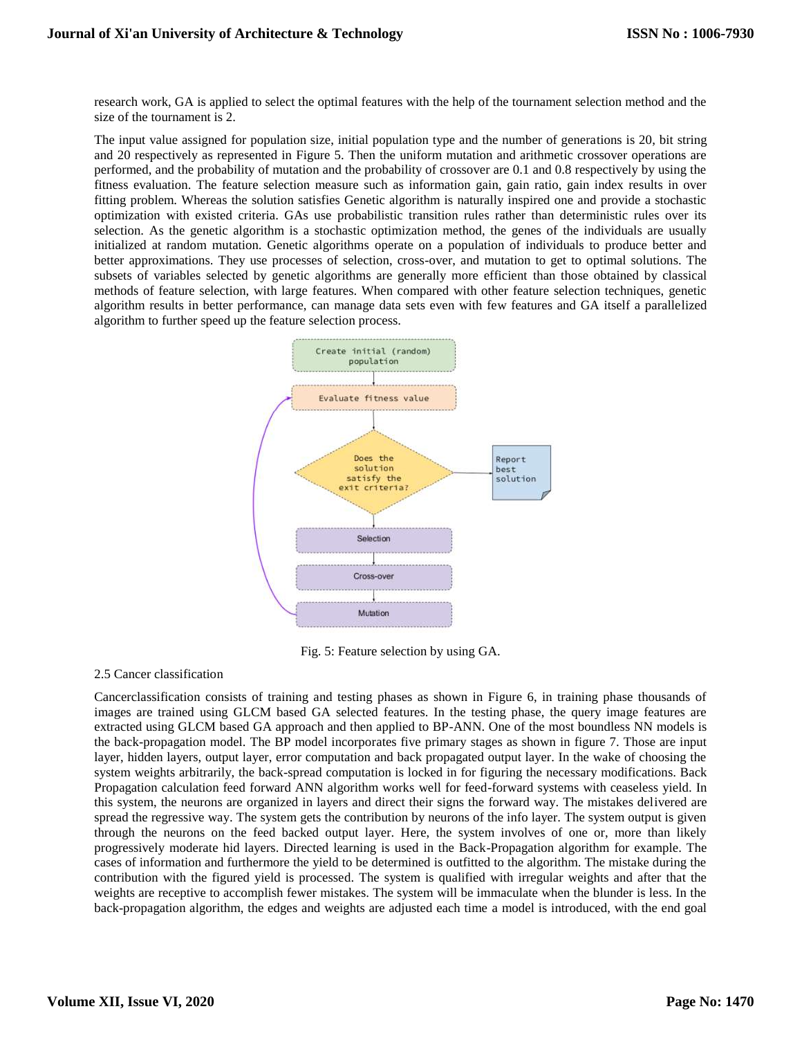research work, GA is applied to select the optimal features with the help of the tournament selection method and the size of the tournament is 2.

The input value assigned for population size, initial population type and the number of generations is 20, bit string and 20 respectively as represented in Figure 5. Then the uniform mutation and arithmetic crossover operations are performed, and the probability of mutation and the probability of crossover are 0.1 and 0.8 respectively by using the fitness evaluation. The feature selection measure such as information gain, gain ratio, gain index results in over fitting problem. Whereas the solution satisfies Genetic algorithm is naturally inspired one and provide a stochastic optimization with existed criteria. GAs use probabilistic transition rules rather than deterministic rules over its selection. As the genetic algorithm is a stochastic optimization method, the genes of the individuals are usually initialized at random mutation. Genetic algorithms operate on a population of individuals to produce better and better approximations. They use processes of selection, cross-over, and mutation to get to optimal solutions. The subsets of variables selected by genetic algorithms are generally more efficient than those obtained by classical methods of feature selection, with large features. When compared with other feature selection techniques, genetic algorithm results in better performance, can manage data sets even with few features and GA itself a parallelized algorithm to further speed up the feature selection process.

Create initial (random) population → Evaluate fitness value → Does the solution satisfy the exit criteria? → Report best solution / Selection → Cross-over → Mutation

Fig. 5: Feature selection by using GA.

2.5 Cancer classification

Cancerclassification consists of training and testing phases as shown in Figure 6, in training phase thousands of images are trained using GLCM based GA selected features. In the testing phase, the query image features are extracted using GLCM based GA approach and then applied to BP-ANN. One of the most boundless NN models is the back-propagation model. The BP model incorporates five primary stages as shown in figure 7. Those are input layer, hidden layers, output layer, error computation and back propagated output layer. In the wake of choosing the system weights arbitrarily, the back-spread computation is locked in for figuring the necessary modifications. Back Propagation calculation feed forward ANN algorithm works well for feed-forward systems with ceaseless yield. In this system, the neurons are organized in layers and direct their signs the forward way. The mistakes delivered are spread the regressive way. The system gets the contribution by neurons of the info layer. The system output is given through the neurons on the feed backed output layer. Here, the system involves of one or, more than likely progressively moderate hid layers. Directed learning is used in the Back-Propagation algorithm for example. The cases of information and furthermore the yield to be determined is outfitted to the algorithm. The mistake during the contribution with the figured yield is processed. The system is qualified with irregular weights and after that the weights are receptive to accomplish fewer mistakes. The system will be immaculate when the blunder is less. In the back-propagation algorithm, the edges and weights are adjusted each time a model is introduced, with the end goal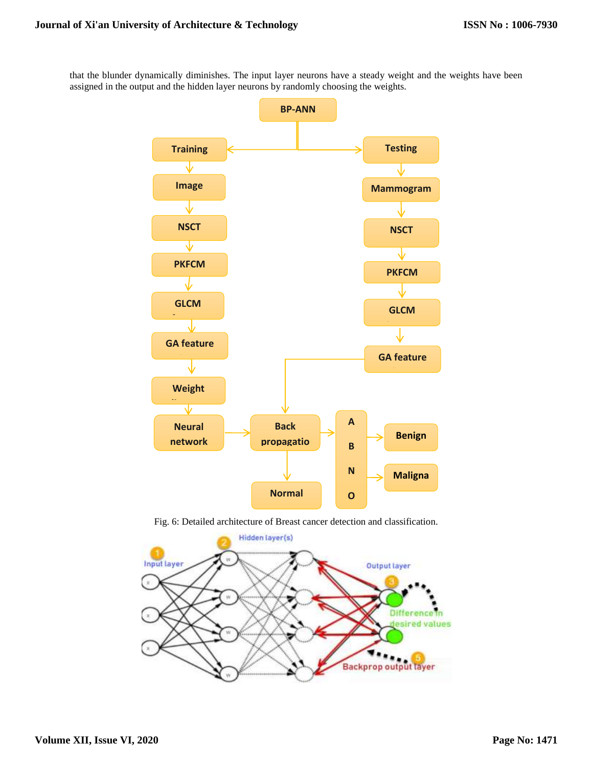that the blunder dynamically diminishes. The input layer neurons have a steady weight and the weights have been assigned in the output and the hidden layer neurons by randomly choosing the weights.

Fig. 6: Detailed architecture of Breast cancer detection and classification.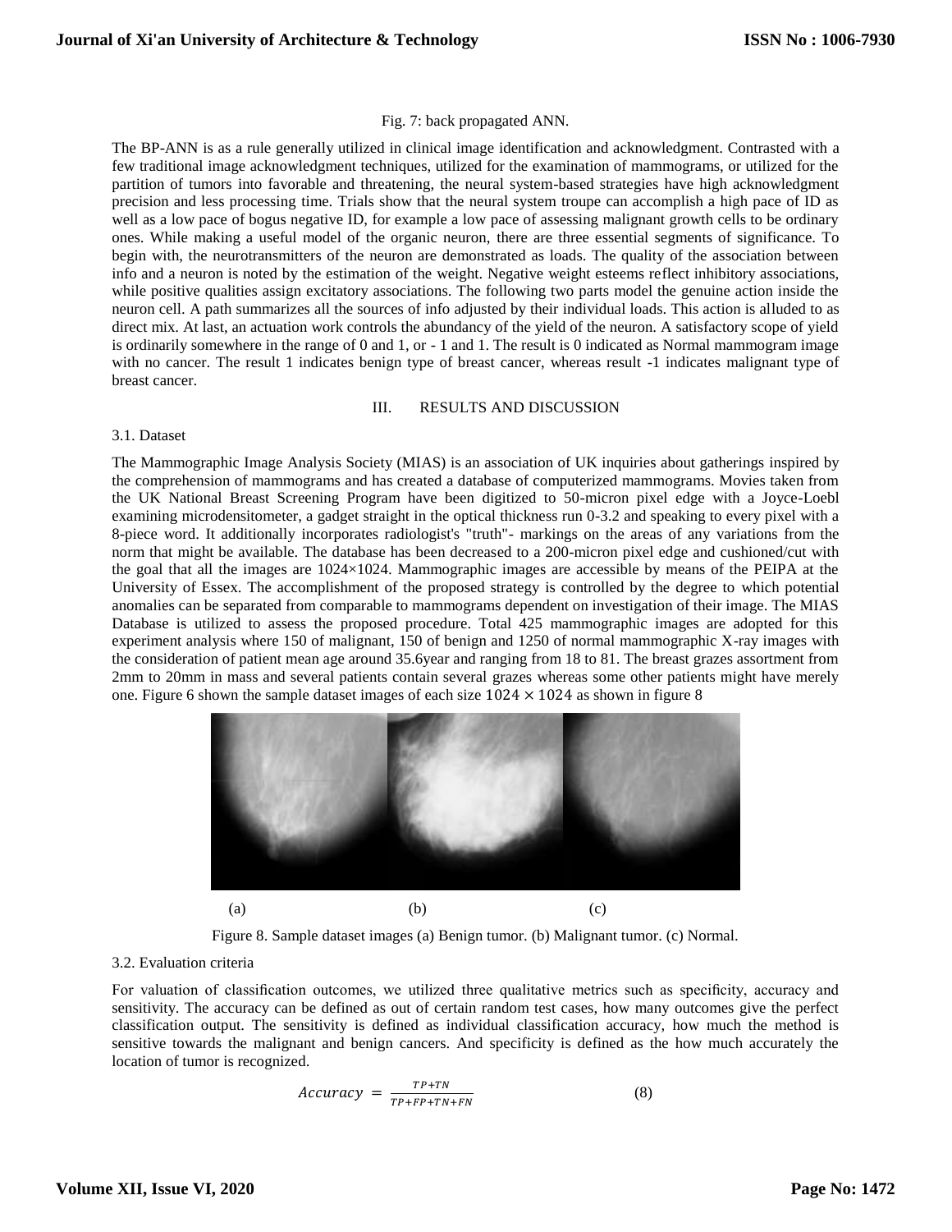Fig. 7: back propagated ANN.

The BP-ANN is as a rule generally utilized in clinical image identification and acknowledgment. Contrasted with a few traditional image acknowledgment techniques, utilized for the examination of mammograms, or utilized for the partition of tumors into favorable and threatening, the neural system-based strategies have high acknowledgment precision and less processing time. Trials show that the neural system troupe can accomplish a high pace of ID as well as a low pace of bogus negative ID, for example a low pace of assessing malignant growth cells to be ordinary ones. While making a useful model of the organic neuron, there are three essential segments of significance. To begin with, the neurotransmitters of the neuron are demonstrated as loads. The quality of the association between info and a neuron is noted by the estimation of the weight. Negative weight esteems reflect inhibitory associations, while positive qualities assign excitatory associations. The following two parts model the genuine action inside the neuron cell. A path summarizes all the sources of info adjusted by their individual loads. This action is alluded to as direct mix. At last, an actuation work controls the abundancy of the yield of the neuron. A satisfactory scope of yield is ordinarily somewhere in the range of 0 and 1, or - 1 and 1. The result is 0 indicated as Normal mammogram image with no cancer. The result 1 indicates benign type of breast cancer, whereas result -1 indicates malignant type of breast cancer.

## III. RESULTS AND DISCUSSION

### 3.1. Dataset

The Mammographic Image Analysis Society (MIAS) is an association of UK inquiries about gatherings inspired by the comprehension of mammograms and has created a database of computerized mammograms. Movies taken from the UK National Breast Screening Program have been digitized to 50-micron pixel edge with a Joyce-Loebl examining microdensitometer, a gadget straight in the optical thickness run 0-3.2 and speaking to every pixel with a 8-piece word. It additionally incorporates radiologist's "truth"- markings on the areas of any variations from the norm that might be available. The database has been decreased to a 200-micron pixel edge and cushioned/cut with the goal that all the images are 1024×1024. Mammographic images are accessible by means of the PEIPA at the University of Essex. The accomplishment of the proposed strategy is controlled by the degree to which potential anomalies can be separated from comparable to mammograms dependent on investigation of their image. The MIAS Database is utilized to assess the proposed procedure. Total 425 mammographic images are adopted for this experiment analysis where 150 of malignant, 150 of benign and 1250 of normal mammographic X-ray images with the consideration of patient mean age around 35.6year and ranging from 18 to 81. The breast grazes assortment from 2mm to 20mm in mass and several patients contain several grazes whereas some other patients might have merely one. Figure 6 shown the sample dataset images of each size $1024 \times 1024$ as shown in figure 8

(a) (b) (c)

Figure 8. Sample dataset images (a) Benign tumor. (b) Malignant tumor. (c) Normal.

### 3.2. Evaluation criteria

For valuation of classification outcomes, we utilized three qualitative metrics such as specificity, accuracy and sensitivity. The accuracy can be defined as out of certain random test cases, how many outcomes give the perfect classification output. The sensitivity is defined as individual classification accuracy, how much the method is sensitive towards the malignant and benign cancers. And specificity is defined as the how much accurately the location of tumor is recognized.

$$Accuracy = \frac{TP+TN}{TP+FP+TN+FN} \quad (8)$$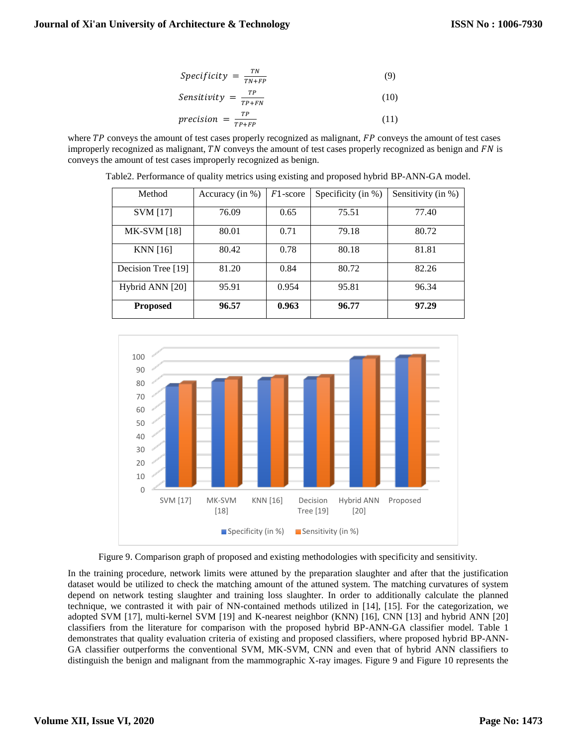$$Specificity = \frac{TN}{TN+FP} \tag{9}$$

$$Sensitivity = \frac{TP}{TP+FN} \tag{10}$$

$$precision = \frac{TP}{TP+FP} \tag{11}$$

where $TP$ conveys the amount of test cases properly recognized as malignant, $FP$ conveys the amount of test cases improperly recognized as malignant, $TN$ conveys the amount of test cases properly recognized as benign and $FN$ is conveys the amount of test cases improperly recognized as benign.

Table2. Performance of quality metrics using existing and proposed hybrid BP-ANN-GA model.

| Method | Accuracy (in %) | $F1$-score | Specificity (in %) | Sensitivity (in %) |
|---|---|---|---|---|
| SVM [17] | 76.09 | 0.65 | 75.51 | 77.40 |
| MK-SVM [18] | 80.01 | 0.71 | 79.18 | 80.72 |
| KNN [16] | 80.42 | 0.78 | 80.18 | 81.81 |
| Decision Tree [19] | 81.20 | 0.84 | 80.72 | 82.26 |
| Hybrid ANN [20] | 95.91 | 0.954 | 95.81 | 96.34 |
| **Proposed** | **96.57** | **0.963** | **96.77** | **97.29** |

Figure 9. Comparison graph of proposed and existing methodologies with specificity and sensitivity.

In the training procedure, network limits were attuned by the preparation slaughter and after that the justification dataset would be utilized to check the matching amount of the attuned system. The matching curvatures of system depend on network testing slaughter and training loss slaughter. In order to additionally calculate the planned technique, we contrasted it with pair of NN-contained methods utilized in [14], [15]. For the categorization, we adopted SVM [17], multi-kernel SVM [19] and K-nearest neighbor (KNN) [16], CNN [13] and hybrid ANN [20] classifiers from the literature for comparison with the proposed hybrid BP-ANN-GA classifier model. Table 1 demonstrates that quality evaluation criteria of existing and proposed classifiers, where proposed hybrid BP-ANN-GA classifier outperforms the conventional SVM, MK-SVM, CNN and even that of hybrid ANN classifiers to distinguish the benign and malignant from the mammographic X-ray images. Figure 9 and Figure 10 represents the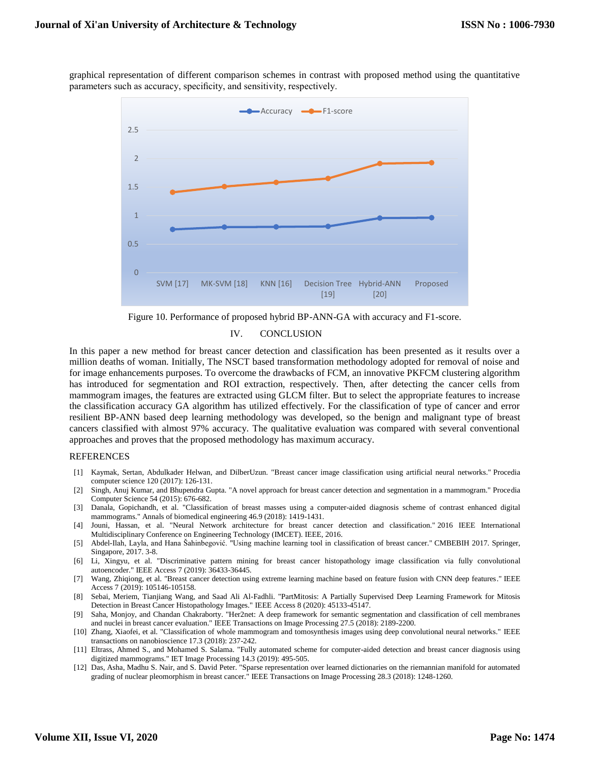graphical representation of different comparison schemes in contrast with proposed method using the quantitative parameters such as accuracy, specificity, and sensitivity, respectively.

Figure 10. Performance of proposed hybrid BP-ANN-GA with accuracy and F1-score.

## IV. CONCLUSION

In this paper a new method for breast cancer detection and classification has been presented as it results over a million deaths of woman. Initially, The NSCT based transformation methodology adopted for removal of noise and for image enhancements purposes. To overcome the drawbacks of FCM, an innovative PKFCM clustering algorithm has introduced for segmentation and ROI extraction, respectively. Then, after detecting the cancer cells from mammogram images, the features are extracted using GLCM filter. But to select the appropriate features to increase the classification accuracy GA algorithm has utilized effectively. For the classification of type of cancer and error resilient BP-ANN based deep learning methodology was developed, so the benign and malignant type of breast cancers classified with almost 97% accuracy. The qualitative evaluation was compared with several conventional approaches and proves that the proposed methodology has maximum accuracy.

## REFERENCES

[1] Kaymak, Sertan, Abdulkader Helwan, and DilberUzun. "Breast cancer image classification using artificial neural networks." Procedia computer science 120 (2017): 126-131.

[2] Singh, Anuj Kumar, and Bhupendra Gupta. "A novel approach for breast cancer detection and segmentation in a mammogram." Procedia Computer Science 54 (2015): 676-682.

[3] Danala, Gopichandh, et al. "Classification of breast masses using a computer-aided diagnosis scheme of contrast enhanced digital mammograms." Annals of biomedical engineering 46.9 (2018): 1419-1431.

[4] Jouni, Hassan, et al. "Neural Network architecture for breast cancer detection and classification." 2016 IEEE International Multidisciplinary Conference on Engineering Technology (IMCET). IEEE, 2016.

[5] Abdel-Ilah, Layla, and Hana Šahinbegović. "Using machine learning tool in classification of breast cancer." CMBEBIH 2017. Springer, Singapore, 2017. 3-8.

[6] Li, Xingyu, et al. "Discriminative pattern mining for breast cancer histopathology image classification via fully convolutional autoencoder." IEEE Access 7 (2019): 36433-36445.

[7] Wang, Zhiqiong, et al. "Breast cancer detection using extreme learning machine based on feature fusion with CNN deep features." IEEE Access 7 (2019): 105146-105158.

[8] Sebai, Meriem, Tianjiang Wang, and Saad Ali Al-Fadhli. "PartMitosis: A Partially Supervised Deep Learning Framework for Mitosis Detection in Breast Cancer Histopathology Images." IEEE Access 8 (2020): 45133-45147.

[9] Saha, Monjoy, and Chandan Chakraborty. "Her2net: A deep framework for semantic segmentation and classification of cell membranes and nuclei in breast cancer evaluation." IEEE Transactions on Image Processing 27.5 (2018): 2189-2200.

[10] Zhang, Xiaofei, et al. "Classification of whole mammogram and tomosynthesis images using deep convolutional neural networks." IEEE transactions on nanobioscience 17.3 (2018): 237-242.

[11] Eltrass, Ahmed S., and Mohamed S. Salama. "Fully automated scheme for computer-aided detection and breast cancer diagnosis using digitized mammograms." IET Image Processing 14.3 (2019): 495-505.

[12] Das, Asha, Madhu S. Nair, and S. David Peter. "Sparse representation over learned dictionaries on the riemannian manifold for automated grading of nuclear pleomorphism in breast cancer." IEEE Transactions on Image Processing 28.3 (2018): 1248-1260.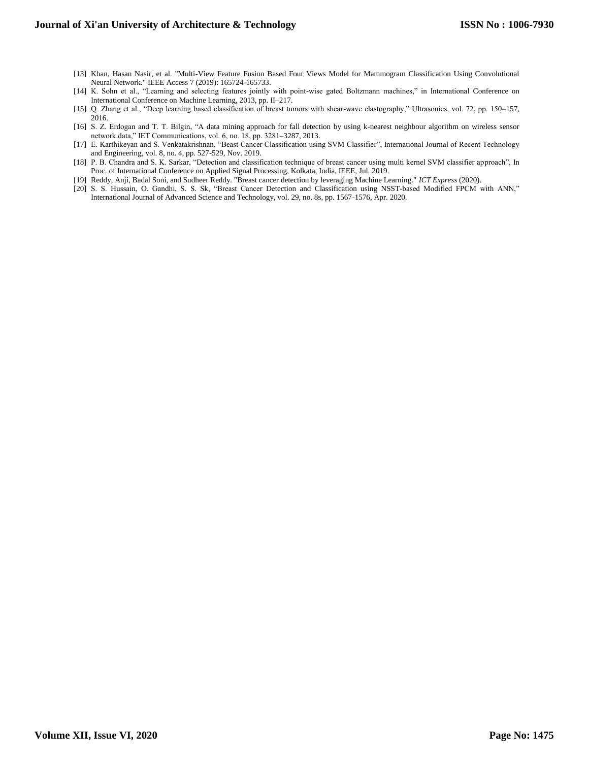[13] Khan, Hasan Nasir, et al. "Multi-View Feature Fusion Based Four Views Model for Mammogram Classification Using Convolutional Neural Network." IEEE Access 7 (2019): 165724-165733.

[14] K. Sohn et al., "Learning and selecting features jointly with point-wise gated Boltzmann machines," in International Conference on International Conference on Machine Learning, 2013, pp. II–217.

[15] Q. Zhang et al., "Deep learning based classification of breast tumors with shear-wave elastography," Ultrasonics, vol. 72, pp. 150–157, 2016.

[16] S. Z. Erdogan and T. T. Bilgin, "A data mining approach for fall detection by using k-nearest neighbour algorithm on wireless sensor network data," IET Communications, vol. 6, no. 18, pp. 3281–3287, 2013.

[17] E. Karthikeyan and S. Venkatakrishnan, "Beast Cancer Classification using SVM Classifier", International Journal of Recent Technology and Engineering, vol. 8, no. 4, pp. 527-529, Nov. 2019.

[18] P. B. Chandra and S. K. Sarkar, "Detection and classification technique of breast cancer using multi kernel SVM classifier approach", In Proc. of International Conference on Applied Signal Processing, Kolkata, India, IEEE, Jul. 2019.

[19] Reddy, Anji, Badal Soni, and Sudheer Reddy. "Breast cancer detection by leveraging Machine Learning." *ICT Express* (2020).

[20] S. S. Hussain, O. Gandhi, S. S. Sk, "Breast Cancer Detection and Classification using NSST-based Modified FPCM with ANN," International Journal of Advanced Science and Technology, vol. 29, no. 8s, pp. 1567-1576, Apr. 2020.